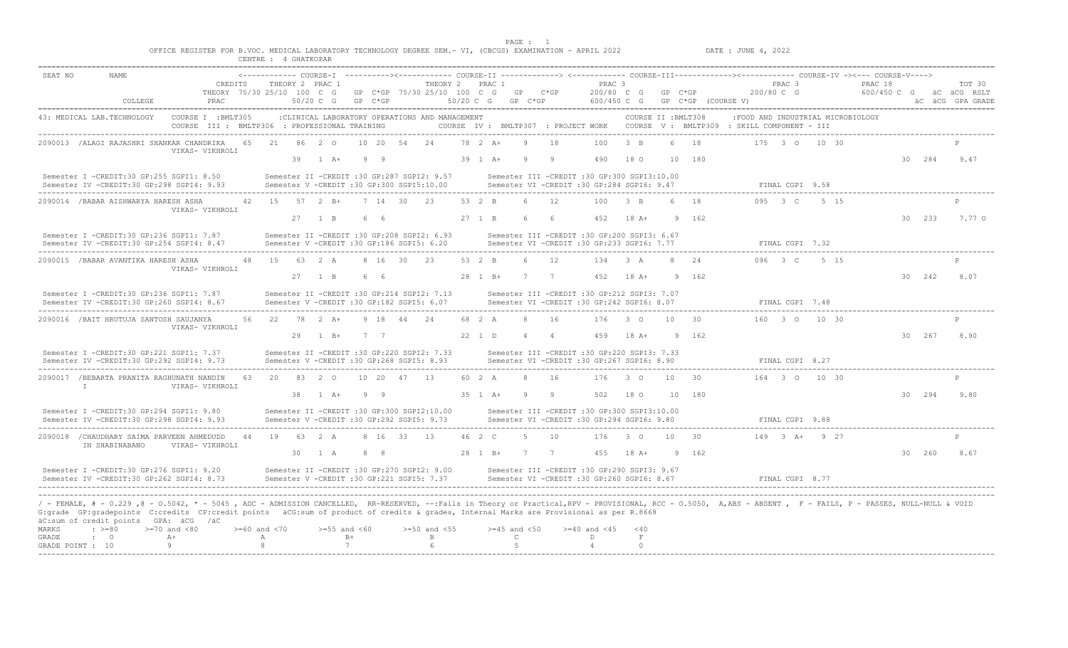OFFICE REGISTER FOR B.VOC. MEDICAL LABORATORY TECHNOLOGY DEGREE SEM.- VI, (CBCGS) EXAMINATION - APRIL 2022

CENTRE : 4 GHATKOPAR

DATE : JUNE 4, 2022

```
SEAT NO   NAME                          <----------- COURSE-I  ----------><----------- COURSE-II ------------> <----------- COURSE-III-----------><----------- COURSE-IV -><--- COURSE-V---->
                               CREDITS    THEORY 2  PRAC 1                 THEORY 2   PRAC 1                  PRAC 3                             PRAC 3                    PRAC 18                TOT 30
                         THEORY 75/30 25/10  100  C  G    GP  C*GP  75/30 25/10  100  C  G    GP   C*GP      200/80  C  G    GP  C*GP           200/80 C  G               600/450 C  G    äC  äCG  RSLT
          COLLEGE        PRAC                50/20 C  G   GP  C*GP               50/20 C  G   GP   C*GP      600/450 C  G    GP  C*GP (COURSE V)                                              äC  äCG  GPA GRADE

43: MEDICAL LAB.TECHNOLOGY   COURSE I  :BMLT305     :CLINICAL LABORATORY OPERATIONS AND MANAGEMENT         COURSE II :BMLT308     :FOOD AND INDUSTRIAL MICROBIOLOGY
                             COURSE  III : BMLTP306  : PROFESSIONAL TRAINING     COURSE  IV : BMLTP307  : PROJECT WORK    COURSE  V : BMLTP309  : SKILL COMPONENT - III

2090013 /ALAGI RAJASHRI SHANKAR CHANDRIKA  65  21   86  2  O    10  20  54   24    78  2  A+    9   18     100   3  B    6   18       175  3  O   10  30                          P
                  VIKAS- VIKHROLI
                                                    39  1  A+    9   9               39  1  A+    9    9     490  18  O   10  180                                          30  284   9.47

 Semester I -CREDIT:30 GP:255 SGPI1: 8.50         Semester II -CREDIT :30 GP:287 SGPI2: 9.57        Semester III -CREDIT :30 GP:300 SGPI3:10.00
 Semester IV -CREDIT:30 GP:298 SGPI4: 9.93        Semester V -CREDIT :30 GP:300 SGPI5:10.00         Semester VI -CREDIT :30 GP:284 SGPI6: 9.47            FINAL CGPI  9.58

2090014 /BABAR AISHWARYA HARESH ASHA       42  15   57  2  B+    7  14  30   23    53  2  B     6   12     100   3  B    6   18       095  3  C    5  15                          P
                  VIKAS- VIKHROLI
                                                    27  1  B     6   6               27  1  B     6    6     452  18  A+   9  162                                          30  233   7.77 O

 Semester I -CREDIT:30 GP:236 SGPI1: 7.87         Semester II -CREDIT :30 GP:208 SGPI2: 6.93        Semester III -CREDIT :30 GP:200 SGPI3: 6.67
 Semester IV -CREDIT:30 GP:254 SGPI4: 8.47        Semester V -CREDIT :30 GP:186 SGPI5: 6.20         Semester VI -CREDIT :30 GP:233 SGPI6: 7.77            FINAL CGPI  7.32

2090015 /BABAR AVANTIKA HARESH ASHA        48  15   63  2  A     8  16  30   23    53  2  B     6   12     134   3  A    8   24       096  3  C    5  15                          P
                  VIKAS- VIKHROLI
                                                    27  1  B     6   6               28  1  B+    7    7     452  18  A+   9  162                                          30  242   8.07

 Semester I -CREDIT:30 GP:236 SGPI1: 7.87         Semester II -CREDIT :30 GP:214 SGPI2: 7.13        Semester III -CREDIT :30 GP:212 SGPI3: 7.07
 Semester IV -CREDIT:30 GP:260 SGPI4: 8.67        Semester V -CREDIT :30 GP:182 SGPI5: 6.07         Semester VI -CREDIT :30 GP:242 SGPI6: 8.07            FINAL CGPI  7.48

2090016 /BAIT HRUTUJA SANTOSH SAUJANYA     56  22   78  2  A+    9  18  44   24    68  2  A     8   16     176   3  O   10   30       160  3  O   10  30                          P
                  VIKAS- VIKHROLI
                                                    29  1  B+    7   7               22  1  D     4    4     459  18  A+   9  162                                          30  267   8.90

 Semester I -CREDIT:30 GP:221 SGPI1: 7.37         Semester II -CREDIT :30 GP:220 SGPI2: 7.33        Semester III -CREDIT :30 GP:220 SGPI3: 7.33
 Semester IV -CREDIT:30 GP:292 SGPI4: 9.73        Semester V -CREDIT :30 GP:268 SGPI5: 8.93         Semester VI -CREDIT :30 GP:267 SGPI6: 8.90            FINAL CGPI  8.27

2090017 /BEBARTA PRANITA RAGHUNATH NANDIN  63  20   83  2  O    10  20  47   13    60  2  A     8   16     176   3  O   10   30       164  3  O   10  30                          P
        I         VIKAS- VIKHROLI
                                                    38  1  A+    9   9               35  1  A+    9    9     502  18  O   10  180                                          30  294   9.80

 Semester I -CREDIT:30 GP:294 SGPI1: 9.80         Semester II -CREDIT :30 GP:300 SGPI2:10.00        Semester III -CREDIT :30 GP:300 SGPI3:10.00
 Semester IV -CREDIT:30 GP:298 SGPI4: 9.93        Semester V -CREDIT :30 GP:292 SGPI5: 9.73         Semester VI -CREDIT :30 GP:294 SGPI6: 9.80            FINAL CGPI  9.88

2090018 /CHAUDHARY SAIMA PARVEEN AHMEDUDD  44  19   63  2  A     8  16  33   13    46  2  C     5   10     176   3  O   10   30       149  3  A+   9  27                          P
        IN SHABINABANO    VIKAS- VIKHROLI
                                                    30  1  A     8   8               28  1  B+    7    7     455  18  A+   9  162                                          30  260   8.67

 Semester I -CREDIT:30 GP:276 SGPI1: 9.20         Semester II -CREDIT :30 GP:270 SGPI2: 9.00        Semester III -CREDIT :30 GP:290 SGPI3: 9.67
 Semester IV -CREDIT:30 GP:262 SGPI4: 8.73        Semester V -CREDIT :30 GP:221 SGPI5: 7.37         Semester VI -CREDIT :30 GP:260 SGPI6: 8.67            FINAL CGPI  8.77
```

/ - FEMALE, # - 0.229 ,@ - 0.5042, * - 5045 , ADC - ADMISSION CANCELLED, RR-RESERVED, --:Fails in Theory or Practical,RPV - PROVISIONAL, RCC - O.5050, A,ABS - ABSENT , F - FAILS, P - PASSES, NULL-NULL & VOID
G:grade GP:gradepoints C:credits CP:credit points äCG:sum of product of credits & grades, Internal Marks are Provisional as per R.8668
äC:sum of credit points GPA: äCG /äC

| MARKS | : >=80 | >=70 and <80 | >=60 and <70 | >=55 and <60 | >=50 and <55 | >=45 and <50 | >=40 and <45 | <40 |
|---|---|---|---|---|---|---|---|---|
| GRADE | : O | A+ | A | B+ | B | C | D | F |
| GRADE POINT : | 10 | 9 | 8 | 7 | 6 | 5 | 4 | 0 |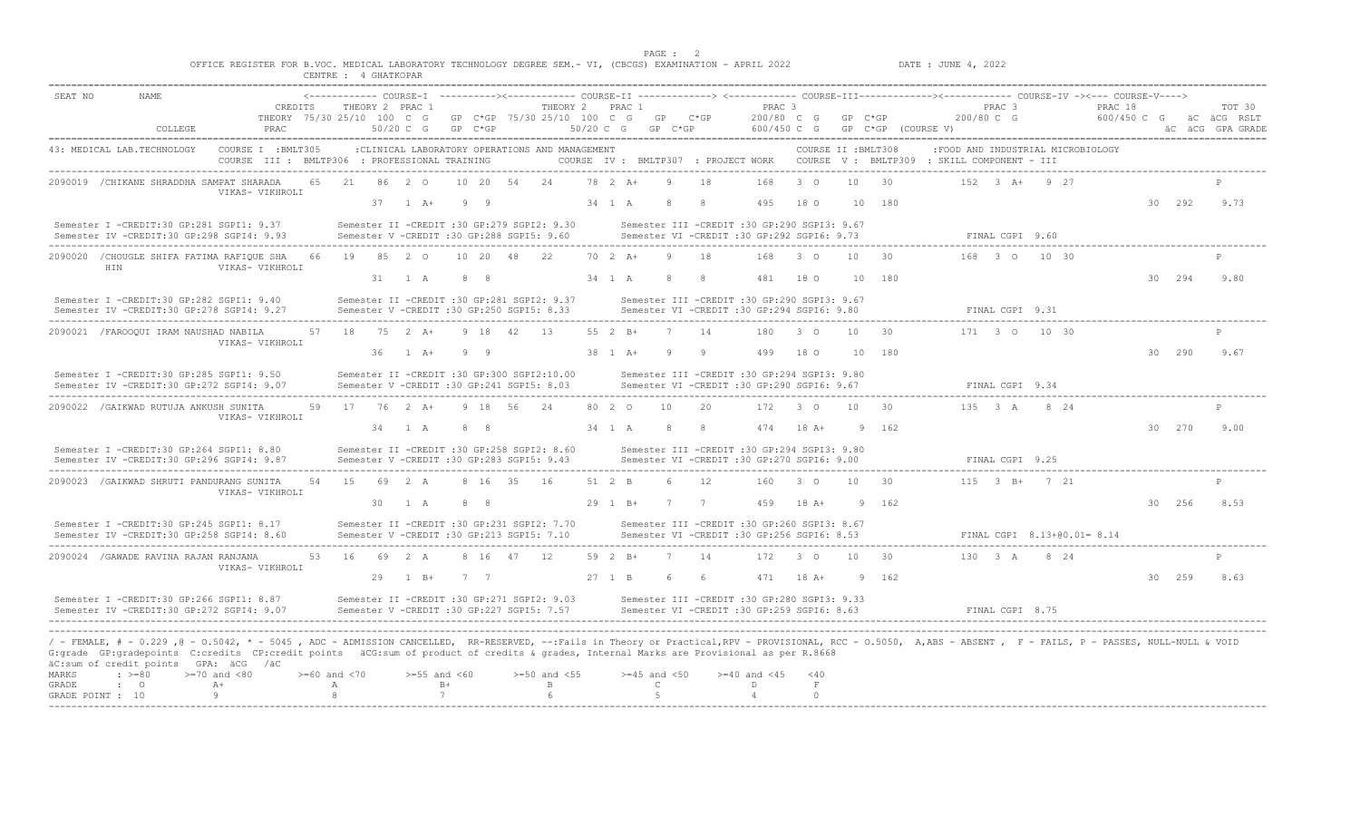OFFICE REGISTER FOR B.VOC. MEDICAL LABORATORY TECHNOLOGY DEGREE SEM.- VI, (CBCGS) EXAMINATION - APRIL 2022 DATE : JUNE 4, 2022

CENTRE : 4 GHATKOPAR

| SEAT NO | NAME / COLLEGE | COURSE-I THEORY 75/30 | 25/10 | THEORY 100 | C | G | GP | C*GP | COURSE-II THEORY 75/30 | 25/10 | THEORY 100 | C | G | GP | C*GP | COURSE-III PRAC 3 200/80 | C | G | GP | C*GP | COURSE-IV PRAC 3 200/80 | C | G | GP | C*GP | RSLT |
|---|---|---|---|---|---|---|---|---|---|---|---|---|---|---|---|---|---|---|---|---|---|---|---|---|---|---|
| | | PRAC 1 50/20 | | | C | G | GP | C*GP | PRAC 1 50/20 | | | C | G | GP | C*GP | COURSE-V PRAC 18 600/450 | C | G | GP | C*GP | | | | TOT 30 äC | äCG | GPA GRADE |

43: MEDICAL LAB.TECHNOLOGY — COURSE I : BMLT305 : CLINICAL LABORATORY OPERATIONS AND MANAGEMENT; COURSE II : BMLT308 : FOOD AND INDUSTRIAL MICROBIOLOGY; COURSE III : BMLTP306 : PROFESSIONAL TRAINING; COURSE IV : BMLTP307 : PROJECT WORK; COURSE V : BMLTP309 : SKILL COMPONENT - III

| SEAT NO | NAME | COLLEGE | Course I Theory | | | | | | | Course I Prac | | | | | Course II Theory | | | | | | | Course II Prac | | | | | Course III Prac | | | | | Course IV Prac | | | | | Course V Prac | | | | | TOT äC | äCG | GPA / RSLT |
|---|---|---|---|---|---|---|---|---|---|---|---|---|---|---|---|---|---|---|---|---|---|---|---|---|---|---|---|---|---|---|---|---|---|---|---|---|---|---|---|---|---|---|---|---|
| 2090019 | /CHIKANE SHRADDHA SAMPAT SHARADA | VIKAS- VIKHROLI | 65 | 21 | 86 | 2 | O | 10 | 20 | 37 | 1 | A+ | 9 | 9 | 54 | 24 | 78 | 2 | A+ | 9 | 18 | 34 | 1 | A | 8 | 8 | 168 | 3 | O | 10 | 30 | 152 | 3 | A+ | 9 | 27 | 495 | 18 | O | 10 | 180 | 30 | 292 | 9.73 P |
| 2090020 | /CHOUGLE SHIFA FATIMA RAFIQUE SHAHIN | VIKAS- VIKHROLI | 66 | 19 | 85 | 2 | O | 10 | 20 | 31 | 1 | A | 8 | 8 | 48 | 22 | 70 | 2 | A+ | 9 | 18 | 34 | 1 | A | 8 | 8 | 168 | 3 | O | 10 | 30 | 168 | 3 | O | 10 | 30 | 481 | 18 | O | 10 | 180 | 30 | 294 | 9.80 P |
| 2090021 | /FAROOQUI IRAM NAUSHAD NABILA | VIKAS- VIKHROLI | 57 | 18 | 75 | 2 | A+ | 9 | 18 | 36 | 1 | A+ | 9 | 9 | 42 | 13 | 55 | 2 | B+ | 7 | 14 | 38 | 1 | A+ | 9 | 9 | 180 | 3 | O | 10 | 30 | 171 | 3 | O | 10 | 30 | 499 | 18 | O | 10 | 180 | 30 | 290 | 9.67 P |
| 2090022 | /GAIKWAD RUTUJA ANKUSH SUNITA | VIKAS- VIKHROLI | 59 | 17 | 76 | 2 | A+ | 9 | 18 | 34 | 1 | A | 8 | 8 | 56 | 24 | 80 | 2 | O | 10 | 20 | 34 | 1 | A | 8 | 8 | 172 | 3 | O | 10 | 30 | 135 | 3 | A | 8 | 24 | 474 | 18 | A+ | 9 | 162 | 30 | 270 | 9.00 P |
| 2090023 | /GAIKWAD SHRUTI PANDURANG SUNITA | VIKAS- VIKHROLI | 54 | 15 | 69 | 2 | A | 8 | 16 | 30 | 1 | A | 8 | 8 | 35 | 16 | 51 | 2 | B | 6 | 12 | 29 | 1 | B+ | 7 | 7 | 160 | 3 | O | 10 | 30 | 115 | 3 | B+ | 7 | 21 | 459 | 18 | A+ | 9 | 162 | 30 | 256 | 8.53 P |
| 2090024 | /GAWADE RAVINA RAJAN RANJANA | VIKAS- VIKHROLI | 53 | 16 | 69 | 2 | A | 8 | 16 | 29 | 1 | B+ | 7 | 7 | 47 | 12 | 59 | 2 | B+ | 7 | 14 | 27 | 1 | B | 6 | 6 | 172 | 3 | O | 10 | 30 | 130 | 3 | A | 8 | 24 | 471 | 18 | A+ | 9 | 162 | 30 | 259 | 8.63 P |

**2090019** — Semester I -CREDIT:30 GP:281 SGPI1: 9.37; Semester II -CREDIT :30 GP:279 SGPI2: 9.30; Semester III -CREDIT :30 GP:290 SGPI3: 9.67; Semester IV -CREDIT:30 GP:298 SGPI4: 9.93; Semester V -CREDIT :30 GP:288 SGPI5: 9.60; Semester VI -CREDIT :30 GP:292 SGPI6: 9.73; FINAL CGPI 9.60

**2090020** — Semester I -CREDIT:30 GP:282 SGPI1: 9.40; Semester II -CREDIT :30 GP:281 SGPI2: 9.37; Semester III -CREDIT :30 GP:290 SGPI3: 9.67; Semester IV -CREDIT:30 GP:278 SGPI4: 9.27; Semester V -CREDIT :30 GP:250 SGPI5: 8.33; Semester VI -CREDIT :30 GP:294 SGPI6: 9.80; FINAL CGPI 9.31

**2090021** — Semester I -CREDIT:30 GP:285 SGPI1: 9.50; Semester II -CREDIT :30 GP:300 SGPI2:10.00; Semester III -CREDIT :30 GP:294 SGPI3: 9.80; Semester IV -CREDIT:30 GP:272 SGPI4: 9.07; Semester V -CREDIT :30 GP:241 SGPI5: 8.03; Semester VI -CREDIT :30 GP:290 SGPI6: 9.67; FINAL CGPI 9.34

**2090022** — Semester I -CREDIT:30 GP:264 SGPI1: 8.80; Semester II -CREDIT :30 GP:258 SGPI2: 8.60; Semester III -CREDIT :30 GP:294 SGPI3: 9.80; Semester IV -CREDIT:30 GP:296 SGPI4: 9.87; Semester V -CREDIT :30 GP:283 SGPI5: 9.43; Semester VI -CREDIT :30 GP:270 SGPI6: 9.00; FINAL CGPI 9.25

**2090023** — Semester I -CREDIT:30 GP:245 SGPI1: 8.17; Semester II -CREDIT :30 GP:231 SGPI2: 7.70; Semester III -CREDIT :30 GP:260 SGPI3: 8.67; Semester IV -CREDIT:30 GP:258 SGPI4: 8.60; Semester V -CREDIT :30 GP:213 SGPI5: 7.10; Semester VI -CREDIT :30 GP:256 SGPI6: 8.53; FINAL CGPI 8.13+@0.01= 8.14

**2090024** — Semester I -CREDIT:30 GP:266 SGPI1: 8.87; Semester II -CREDIT :30 GP:271 SGPI2: 9.03; Semester III -CREDIT :30 GP:280 SGPI3: 9.33; Semester IV -CREDIT:30 GP:272 SGPI4: 9.07; Semester V -CREDIT :30 GP:227 SGPI5: 7.57; Semester VI -CREDIT :30 GP:259 SGPI6: 8.63; FINAL CGPI 8.75

/ - FEMALE, # - 0.229 ,@ - 0.5042, * - 5045 , ADC - ADMISSION CANCELLED, RR-RESERVED, --:Fails in Theory or Practical,RPV - PROVISIONAL, RCC - 0.5050, A,ABS - ABSENT , F - FAILS, P - PASSES, NULL-NULL & VOID
G:grade GP:gradepoints C:credits CP:credit points äCG:sum of product of credits & grades, Internal Marks are Provisional as per R.8668
äC:sum of credit points GPA: äCG /äC

| MARKS | >=80 | >=70 and <80 | >=60 and <70 | >=55 and <60 | >=50 and <55 | >=45 and <50 | >=40 and <45 | <40 |
|---|---|---|---|---|---|---|---|---|
| GRADE | O | A+ | A | B+ | B | C | D | F |
| GRADE POINT | 10 | 9 | 8 | 7 | 6 | 5 | 4 | 0 |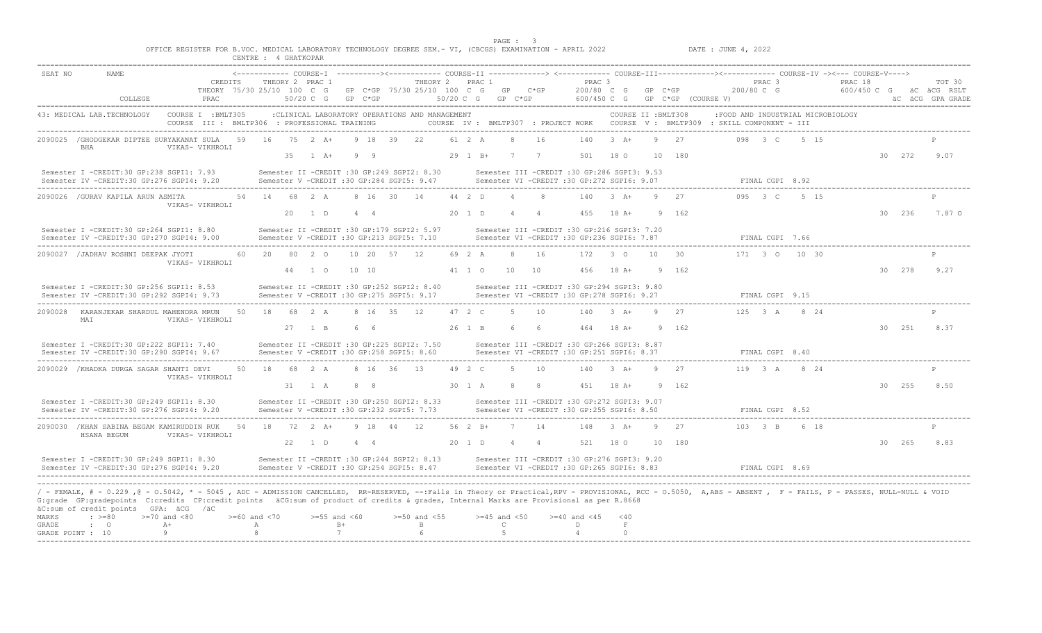OFFICE REGISTER FOR B.VOC. MEDICAL LABORATORY TECHNOLOGY DEGREE SEM.- VI, (CBCGS) EXAMINATION - APRIL 2022

CENTRE : 4 GHATKOPAR

DATE : JUNE 4, 2022

```
SEAT NO    NAME                  <------------ COURSE-I  ----------><------------ COURSE-II -------------> <------------ COURSE-III------------><------------ COURSE-IV -><--- COURSE-V---->
                         CREDITS      THEORY 2  PRAC 1               THEORY 2   PRAC 1              PRAC 3                               PRAC 3                      PRAC 18                  TOT 30
                   THEORY 75/30 25/10  100  C  G   GP  C*GP  75/30 25/10  100  C  G    GP   C*GP    200/80  C  G    GP  C*GP             200/80 C  G                 600/450 C  G    äC  äCG  RSLT
          COLLEGE        PRAC               50/20 C  G   GP  C*GP               50/20 C  G   GP  C*GP    600/450 C  G   GP  C*GP  (COURSE V)                                        äC  äCG  GPA GRADE

43: MEDICAL LAB.TECHNOLOGY    COURSE I  :BMLT305      :CLINICAL LABORATORY OPERATIONS AND MANAGEMENT                     COURSE II :BMLT308     :FOOD AND INDUSTRIAL MICROBIOLOGY
                              COURSE  III : BMLTP306  : PROFESSIONAL TRAINING          COURSE  IV : BMLTP307  : PROJECT WORK    COURSE  V : BMLTP309  : SKILL COMPONENT - III

2090025  /GHODGEKAR DIPTEE SURYAKANAT SULA  59   16   75  2 A+    9  18   39   22   61  2 A    8   16    140   3 A+    9   27        098  3 C    5 15                        P
         BHA            VIKAS- VIKHROLI
                                                  35   1 A+    9   9              29  1 B+   7    7    501  18 O    10  180                                          30  272    9.07

 Semester I -CREDIT:30 GP:238 SGPI1: 7.93        Semester II -CREDIT :30 GP:249 SGPI2: 8.30       Semester III -CREDIT :30 GP:286 SGPI3: 9.53
 Semester IV -CREDIT:30 GP:276 SGPI4: 9.20       Semester V -CREDIT :30 GP:284 SGPI5: 9.47        Semester VI -CREDIT :30 GP:272 SGPI6: 9.07              FINAL CGPI  8.92

2090026  /GURAV KAPILA ARUN ASMITA          54   14   68  2 A     8  16   30   14   44  2 D    4    8    140   3 A+    9   27        095  3 C    5 15                        P
                        VIKAS- VIKHROLI
                                                  20   1 D     4   4              20  1 D    4    4    455  18 A+    9  162                                          30  236    7.87 O

 Semester I -CREDIT:30 GP:264 SGPI1: 8.80        Semester II -CREDIT :30 GP:179 SGPI2: 5.97       Semester III -CREDIT :30 GP:216 SGPI3: 7.20
 Semester IV -CREDIT:30 GP:270 SGPI4: 9.00       Semester V -CREDIT :30 GP:213 SGPI5: 7.10        Semester VI -CREDIT :30 GP:236 SGPI6: 7.87              FINAL CGPI  7.66

2090027  /JADHAV ROSHNI DEEPAK JYOTI        60   20   80  2 O    10  20   57   12   69  2 A    8   16    172   3 O    10   30        171  3 O   10 30                        P
                        VIKAS- VIKHROLI
                                                  44   1 O    10  10              41  1 O   10   10    456  18 A+    9  162                                          30  278    9.27

 Semester I -CREDIT:30 GP:256 SGPI1: 8.53        Semester II -CREDIT :30 GP:252 SGPI2: 8.40       Semester III -CREDIT :30 GP:294 SGPI3: 9.80
 Semester IV -CREDIT:30 GP:292 SGPI4: 9.73       Semester V -CREDIT :30 GP:275 SGPI5: 9.17        Semester VI -CREDIT :30 GP:278 SGPI6: 9.27              FINAL CGPI  9.15

2090028   KARANJEKAR SHARDUL MAHENDRA MRUN  50   18   68  2 A     8  16   35   12   47  2 C    5   10    140   3 A+    9   27        125  3 A    8 24                        P
         MAI            VIKAS- VIKHROLI
                                                  27   1 B     6   6              26  1 B    6    6    464  18 A+    9  162                                          30  251    8.37

 Semester I -CREDIT:30 GP:222 SGPI1: 7.40        Semester II -CREDIT :30 GP:225 SGPI2: 7.50       Semester III -CREDIT :30 GP:266 SGPI3: 8.87
 Semester IV -CREDIT:30 GP:290 SGPI4: 9.67       Semester V -CREDIT :30 GP:258 SGPI5: 8.60        Semester VI -CREDIT :30 GP:251 SGPI6: 8.37              FINAL CGPI  8.40

2090029  /KHADKA DURGA SAGAR SHANTI DEVI    50   18   68  2 A     8  16   36   13   49  2 C    5   10    140   3 A+    9   27        119  3 A    8 24                        P
                        VIKAS- VIKHROLI
                                                  31   1 A     8   8              30  1 A    8    8    451  18 A+    9  162                                          30  255    8.50

 Semester I -CREDIT:30 GP:249 SGPI1: 8.30        Semester II -CREDIT :30 GP:250 SGPI2: 8.33       Semester III -CREDIT :30 GP:272 SGPI3: 9.07
 Semester IV -CREDIT:30 GP:276 SGPI4: 9.20       Semester V -CREDIT :30 GP:232 SGPI5: 7.73        Semester VI -CREDIT :30 GP:255 SGPI6: 8.50              FINAL CGPI  8.52

2090030  /KHAN SABINA BEGAM KAMIRUDDIN RUK  54   18   72  2 A+    9  18   44   12   56  2 B+   7   14    148   3 A+    9   27        103  3 B    6 18                        P
         HSANA BEGUM    VIKAS- VIKHROLI
                                                  22   1 D     4   4              20  1 D    4    4    521  18 O    10  180                                          30  265    8.83

 Semester I -CREDIT:30 GP:249 SGPI1: 8.30        Semester II -CREDIT :30 GP:244 SGPI2: 8.13       Semester III -CREDIT :30 GP:276 SGPI3: 9.20
 Semester IV -CREDIT:30 GP:276 SGPI4: 9.20       Semester V -CREDIT :30 GP:254 SGPI5: 8.47        Semester VI -CREDIT :30 GP:265 SGPI6: 8.83              FINAL CGPI  8.69
```

/ - FEMALE, # - 0.229 ,@ - 0.5042, * - 5045 , ADC - ADMISSION CANCELLED, RR-RESERVED, --:Fails in Theory or Practical,RPV - PROVISIONAL, RCC - 0.5050, A,ABS - ABSENT , F - FAILS, P - PASSES, NULL-NULL & VOID
G:grade GP:gradepoints C:credits CP:credit points äCG:sum of product of credits & grades, Internal Marks are Provisional as per R.8668
äC:sum of credit points GPA: äCG /äC

| MARKS | : >=80 | >=70 and <80 | >=60 and <70 | >=55 and <60 | >=50 and <55 | >=45 and <50 | >=40 and <45 | <40 |
|---|---|---|---|---|---|---|---|---|
| GRADE | : O | A+ | A | B+ | B | C | D | F |
| GRADE POINT | : 10 | 9 | 8 | 7 | 6 | 5 | 4 | 0 |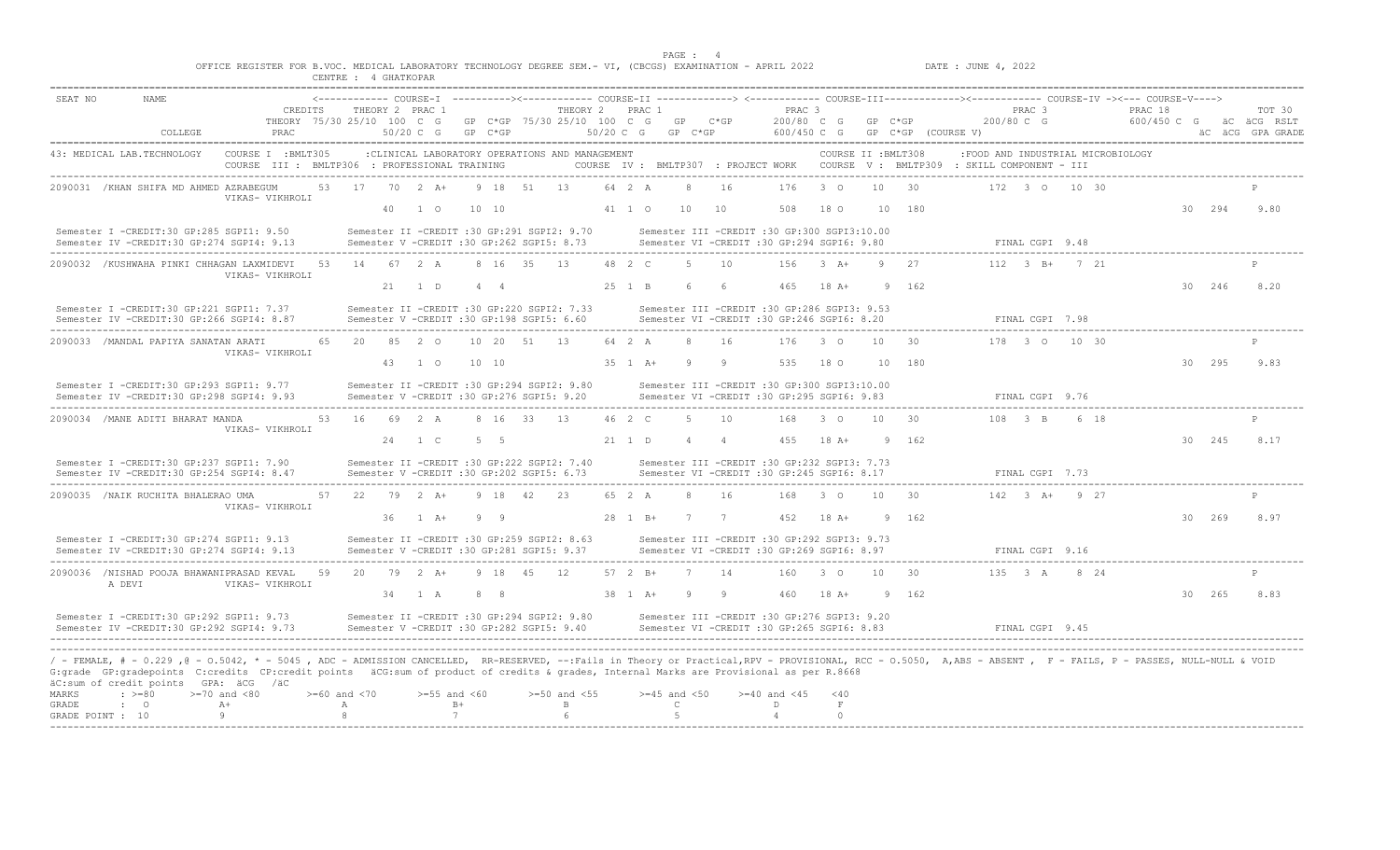OFFICE REGISTER FOR B.VOC. MEDICAL LABORATORY TECHNOLOGY DEGREE SEM.- VI, (CBCGS) EXAMINATION - APRIL 2022 — DATE : JUNE 4, 2022

CENTRE : 4 GHATKOPAR

```
SEAT NO    NAME                              <------------ COURSE-I  ----------><------------ COURSE-II -------------> <------------ COURSE-III------------><------------ COURSE-IV -><--- COURSE-V---->
                                   CREDITS      THEORY 2  PRAC 1                  THEORY 2    PRAC 1                  PRAC 3                                PRAC 3                   PRAC 18                 TOT 30
                               THEORY 75/30 25/10  100  C  G    GP  C*GP  75/30 25/10  100  C  G    GP   C*GP        200/80  C  G     GP  C*GP             200/80 C  G              600/450 C  G     äC  äCG  RSLT
           COLLEGE               PRAC                  50/20 C  G   GP  C*GP               50/20 C  G   GP  C*GP       600/450 C  G     GP  C*GP (COURSE V)                                           äC  äCG  GPA GRADE

43: MEDICAL LAB.TECHNOLOGY    COURSE I  :BMLT305       :CLINICAL LABORATORY OPERATIONS AND MANAGEMENT                            COURSE II :BMLT308     :FOOD AND INDUSTRIAL MICROBIOLOGY
                              COURSE  III : BMLTP306  : PROFESSIONAL TRAINING          COURSE  IV : BMLTP307  : PROJECT WORK     COURSE  V : BMLTP309  : SKILL COMPONENT - III

2090031 /KHAN SHIFA MD AHMED AZRABEGUM     53   17   70  2 A+    9 18  51   13    64 2 A     8   16    176  3 O    10   30         172  3 O   10 30                      P
                   VIKAS- VIKHROLI
                                                     40  1 O    10 10               41 1 O    10   10    508  18 O    10  180                                        30  294   9.80

 Semester I -CREDIT:30 GP:285 SGPI1: 9.50        Semester II -CREDIT :30 GP:291 SGPI2: 9.70       Semester III -CREDIT :30 GP:300 SGPI3:10.00
 Semester IV -CREDIT:30 GP:274 SGPI4: 9.13       Semester V -CREDIT :30 GP:262 SGPI5: 8.73        Semester VI -CREDIT :30 GP:294 SGPI6: 9.80               FINAL CGPI  9.48

2090032 /KUSHWAHA PINKI CHHAGAN LAXMIDEVI  53   14   67  2 A     8 16  35   13    48 2 C     5   10    156  3 A+    9   27         112  3 B+   7 21                      P
                   VIKAS- VIKHROLI
                                                     21  1 D     4  4               25 1 B     6    6    465  18 A+    9  162                                        30  246   8.20

 Semester I -CREDIT:30 GP:221 SGPI1: 7.37        Semester II -CREDIT :30 GP:220 SGPI2: 7.33       Semester III -CREDIT :30 GP:286 SGPI3: 9.53
 Semester IV -CREDIT:30 GP:266 SGPI4: 8.87       Semester V -CREDIT :30 GP:198 SGPI5: 6.60        Semester VI -CREDIT :30 GP:246 SGPI6: 8.20               FINAL CGPI  7.98

2090033 /MANDAL PAPIYA SANATAN ARATI       65   20   85  2 O    10 20  51   13    64 2 A     8   16    176  3 O    10   30         178  3 O   10 30                      P
                   VIKAS- VIKHROLI
                                                     43  1 O    10 10               35 1 A+    9    9    535  18 O    10  180                                        30  295   9.83

 Semester I -CREDIT:30 GP:293 SGPI1: 9.77        Semester II -CREDIT :30 GP:294 SGPI2: 9.80       Semester III -CREDIT :30 GP:300 SGPI3:10.00
 Semester IV -CREDIT:30 GP:298 SGPI4: 9.93       Semester V -CREDIT :30 GP:276 SGPI5: 9.20        Semester VI -CREDIT :30 GP:295 SGPI6: 9.83               FINAL CGPI  9.76

2090034 /MANE ADITI BHARAT MANDA           53   16   69  2 A     8 16  33   13    46 2 C     5   10    168  3 O    10   30         108  3 B    6 18                      P
                   VIKAS- VIKHROLI
                                                     24  1 C     5  5               21 1 D     4    4    455  18 A+    9  162                                        30  245   8.17

 Semester I -CREDIT:30 GP:237 SGPI1: 7.90        Semester II -CREDIT :30 GP:222 SGPI2: 7.40       Semester III -CREDIT :30 GP:232 SGPI3: 7.73
 Semester IV -CREDIT:30 GP:254 SGPI4: 8.47       Semester V -CREDIT :30 GP:202 SGPI5: 6.73        Semester VI -CREDIT :30 GP:245 SGPI6: 8.17               FINAL CGPI  7.73

2090035 /NAIK RUCHITA BHALERAO UMA         57   22   79  2 A+    9 18  42   23    65 2 A     8   16    168  3 O    10   30         142  3 A+   9 27                      P
                   VIKAS- VIKHROLI
                                                     36  1 A+    9  9               28 1 B+    7    7    452  18 A+    9  162                                        30  269   8.97

 Semester I -CREDIT:30 GP:274 SGPI1: 9.13        Semester II -CREDIT :30 GP:259 SGPI2: 8.63       Semester III -CREDIT :30 GP:292 SGPI3: 9.73
 Semester IV -CREDIT:30 GP:274 SGPI4: 9.13       Semester V -CREDIT :30 GP:281 SGPI5: 9.37        Semester VI -CREDIT :30 GP:269 SGPI6: 8.97               FINAL CGPI  9.16

2090036 /NISHAD POOJA BHAWANIPRASAD KEVAL  59   20   79  2 A+    9 18  45   12    57 2 B+    7   14    160  3 O    10   30         135  3 A    8 24                      P
        A DEVI     VIKAS- VIKHROLI
                                                     34  1 A     8  8               38 1 A+    9    9    460  18 A+    9  162                                        30  265   8.83

 Semester I -CREDIT:30 GP:292 SGPI1: 9.73        Semester II -CREDIT :30 GP:294 SGPI2: 9.80       Semester III -CREDIT :30 GP:276 SGPI3: 9.20
 Semester IV -CREDIT:30 GP:292 SGPI4: 9.73       Semester V -CREDIT :30 GP:282 SGPI5: 9.40        Semester VI -CREDIT :30 GP:265 SGPI6: 8.83               FINAL CGPI  9.45
```

/ - FEMALE, # - 0.229 ,@ - 0.5042, * - 5045 , ADC - ADMISSION CANCELLED, RR-RESERVED, --:Fails in Theory or Practical,RPV - PROVISIONAL, RCC - O.5050, A,ABS - ABSENT , F - FAILS, P - PASSES, NULL-NULL & VOID
G:grade GP:gradepoints C:credits CP:credit points äCG:sum of product of credits & grades, Internal Marks are Provisional as per R.8668
äC:sum of credit points GPA: äCG /äC

| MARKS | : >=80 | >=70 and <80 | >=60 and <70 | >=55 and <60 | >=50 and <55 | >=45 and <50 | >=40 and <45 | <40 |
|---|---|---|---|---|---|---|---|---|
| GRADE | : O | A+ | A | B+ | B | C | D | F |
| GRADE POINT | : 10 | 9 | 8 | 7 | 6 | 5 | 4 | 0 |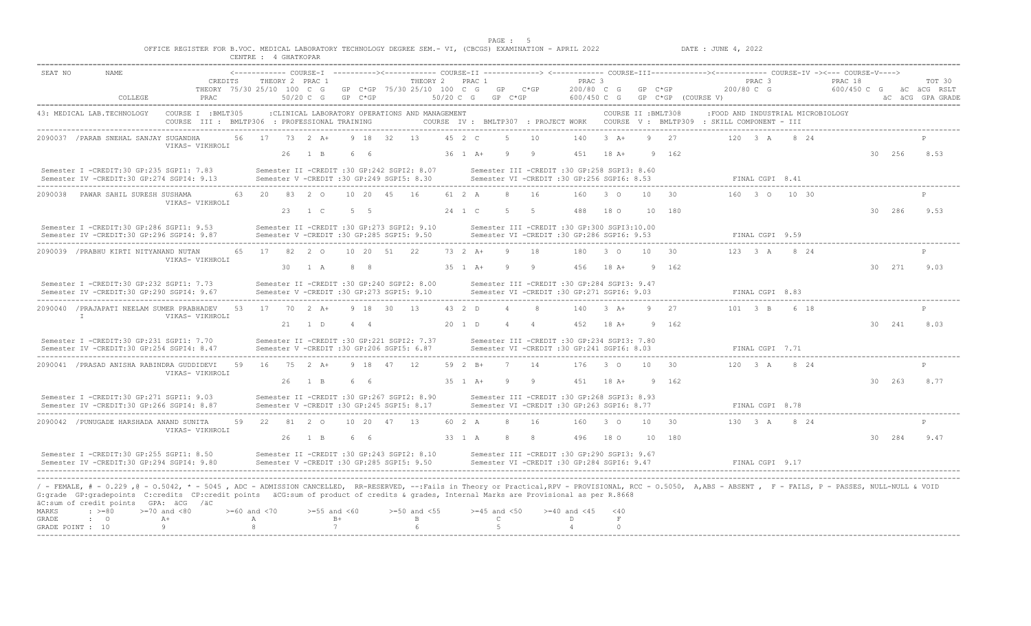OFFICE REGISTER FOR B.VOC. MEDICAL LABORATORY TECHNOLOGY DEGREE SEM.- VI, (CBCGS) EXAMINATION - APRIL 2022 DATE : JUNE 4, 2022

CENTRE : 4 GHATKOPAR

```
SEAT NO      NAME                              <------------ COURSE-I  ---------><------------ COURSE-II ------------> <------------ COURSE-III-----------><------------ COURSE-IV -><--- COURSE-V---->
                                     CREDITS     THEORY 2  PRAC 1              THEORY 2    PRAC 1          PRAC 3                              PRAC 3                 PRAC 18                 TOT 30
                             THEORY 75/30 25/10  100  C  G   GP  C*GP  75/30 25/10  100  C  G   GP  C*GP     200/80  C  G     GP  C*GP          200/80 C  G            600/450 C  G    äC  äCG  RSLT
               COLLEGE              PRAC               50/20 C  G   GP  C*GP              50/20 C  G   GP  C*GP     600/450 C  G    GP  C*GP  (COURSE V)                                   äC  äCG  GPA GRADE

43: MEDICAL LAB.TECHNOLOGY    COURSE I  :BMLT305      :CLINICAL LABORATORY OPERATIONS AND MANAGEMENT              COURSE II :BMLT308     :FOOD AND INDUSTRIAL MICROBIOLOGY
                              COURSE III : BMLTP306  : PROFESSIONAL TRAINING        COURSE  IV : BMLTP307  : PROJECT WORK    COURSE  V : BMLTP309  : SKILL COMPONENT - III

2090037 /PARAB SNEHAL SANJAY SUGANDHA      56   17   73  2 A+    9  18   32   13    45  2 C     5    10     140   3 A+   9   27          120  3 A    8  24                               P
         VIKAS- VIKHROLI                             26  1 B     6   6                36  1 A+    9     9     451  18 A+   9  162                                              30  256    8.53

Semester I -CREDIT:30 GP:235 SGPI1: 7.83        Semester II -CREDIT :30 GP:242 SGPI2: 8.07       Semester III -CREDIT :30 GP:258 SGPI3: 8.60
Semester IV -CREDIT:30 GP:274 SGPI4: 9.13       Semester V -CREDIT :30 GP:249 SGPI5: 8.30        Semester VI -CREDIT :30 GP:256 SGPI6: 8.53          FINAL CGPI  8.41

2090038  PAWAR SAHIL SURESH SUSHAMA        63   20   83  2 O    10  20   45   16    61  2 A     8    16     160   3 O   10   30          160  3 O   10  30                               P
         VIKAS- VIKHROLI                             23  1 C     5   5                24  1 C     5     5     488  18 O   10  180                                              30  286    9.53

Semester I -CREDIT:30 GP:286 SGPI1: 9.53        Semester II -CREDIT :30 GP:273 SGPI2: 9.10       Semester III -CREDIT :30 GP:300 SGPI3:10.00
Semester IV -CREDIT:30 GP:296 SGPI4: 9.87       Semester V -CREDIT :30 GP:285 SGPI5: 9.50        Semester VI -CREDIT :30 GP:286 SGPI6: 9.53          FINAL CGPI  9.59

2090039 /PRABHU KIRTI NITYANAND NUTAN      65   17   82  2 O    10  20   51   22    73  2 A+    9    18     180   3 O   10   30          123  3 A    8  24                               P
         VIKAS- VIKHROLI                             30  1 A     8   8                35  1 A+    9     9     456  18 A+   9  162                                              30  271    9.03

Semester I -CREDIT:30 GP:232 SGPI1: 7.73        Semester II -CREDIT :30 GP:240 SGPI2: 8.00       Semester III -CREDIT :30 GP:284 SGPI3: 9.47
Semester IV -CREDIT:30 GP:290 SGPI4: 9.67       Semester V -CREDIT :30 GP:273 SGPI5: 9.10        Semester VI -CREDIT :30 GP:271 SGPI6: 9.03          FINAL CGPI  8.83

2090040 /PRAJAPATI NEELAM SUMER PRABHADEV  53   17   70  2 A+    9  18   30   13    43  2 D     4     8     140   3 A+   9   27          101  3 B    6  18                               P
         I        VIKAS- VIKHROLI                    21  1 D     4   4                20  1 D     4     4     452  18 A+   9  162                                              30  241    8.03

Semester I -CREDIT:30 GP:231 SGPI1: 7.70        Semester II -CREDIT :30 GP:221 SGPI2: 7.37       Semester III -CREDIT :30 GP:234 SGPI3: 7.80
Semester IV -CREDIT:30 GP:254 SGPI4: 8.47       Semester V -CREDIT :30 GP:206 SGPI5: 6.87        Semester VI -CREDIT :30 GP:241 SGPI6: 8.03          FINAL CGPI  7.71

2090041 /PRASAD ANISHA RABINDRA GUDDIDEVI  59   16   75  2 A+    9  18   47   12    59  2 B+    7    14     176   3 O   10   30          120  3 A    8  24                               P
         VIKAS- VIKHROLI                             26  1 B     6   6                35  1 A+    9     9     451  18 A+   9  162                                              30  263    8.77

Semester I -CREDIT:30 GP:271 SGPI1: 9.03        Semester II -CREDIT :30 GP:267 SGPI2: 8.90       Semester III -CREDIT :30 GP:268 SGPI3: 8.93
Semester IV -CREDIT:30 GP:266 SGPI4: 8.87       Semester V -CREDIT :30 GP:245 SGPI5: 8.17        Semester VI -CREDIT :30 GP:263 SGPI6: 8.77          FINAL CGPI  8.78

2090042 /PUNUGADE HARSHADA ANAND SUNITA    59   22   81  2 O    10  20   47   13    60  2 A     8    16     160   3 O   10   30          130  3 A    8  24                               P
         VIKAS- VIKHROLI                             26  1 B     6   6                33  1 A     8     8     496  18 O   10  180                                              30  284    9.47

Semester I -CREDIT:30 GP:255 SGPI1: 8.50        Semester II -CREDIT :30 GP:243 SGPI2: 8.10       Semester III -CREDIT :30 GP:290 SGPI3: 9.67
Semester IV -CREDIT:30 GP:294 SGPI4: 9.80       Semester V -CREDIT :30 GP:285 SGPI5: 9.50        Semester VI -CREDIT :30 GP:284 SGPI6: 9.47          FINAL CGPI  9.17
```

/ - FEMALE, # - 0.229 ,@ - 0.5042, * - 5045 , ADC - ADMISSION CANCELLED, RR-RESERVED, --:Fails in Theory or Practical,RPV - PROVISIONAL, RCC - 0.5050, A,ABS - ABSENT , F - FAILS, P - PASSES, NULL-NULL & VOID

G:grade GP:gradepoints C:credits CP:credit points äCG:sum of product of credits & grades, Internal Marks are Provisional as per R.8668

äC:sum of credit points GPA: äCG /äC

| MARKS | : >=80 | >=70 and <80 | >=60 and <70 | >=55 and <60 | >=50 and <55 | >=45 and <50 | >=40 and <45 | <40 |
|---|---|---|---|---|---|---|---|---|
| GRADE | : O | A+ | A | B+ | B | C | D | F |
| GRADE POINT : | 10 | 9 | 8 | 7 | 6 | 5 | 4 | 0 |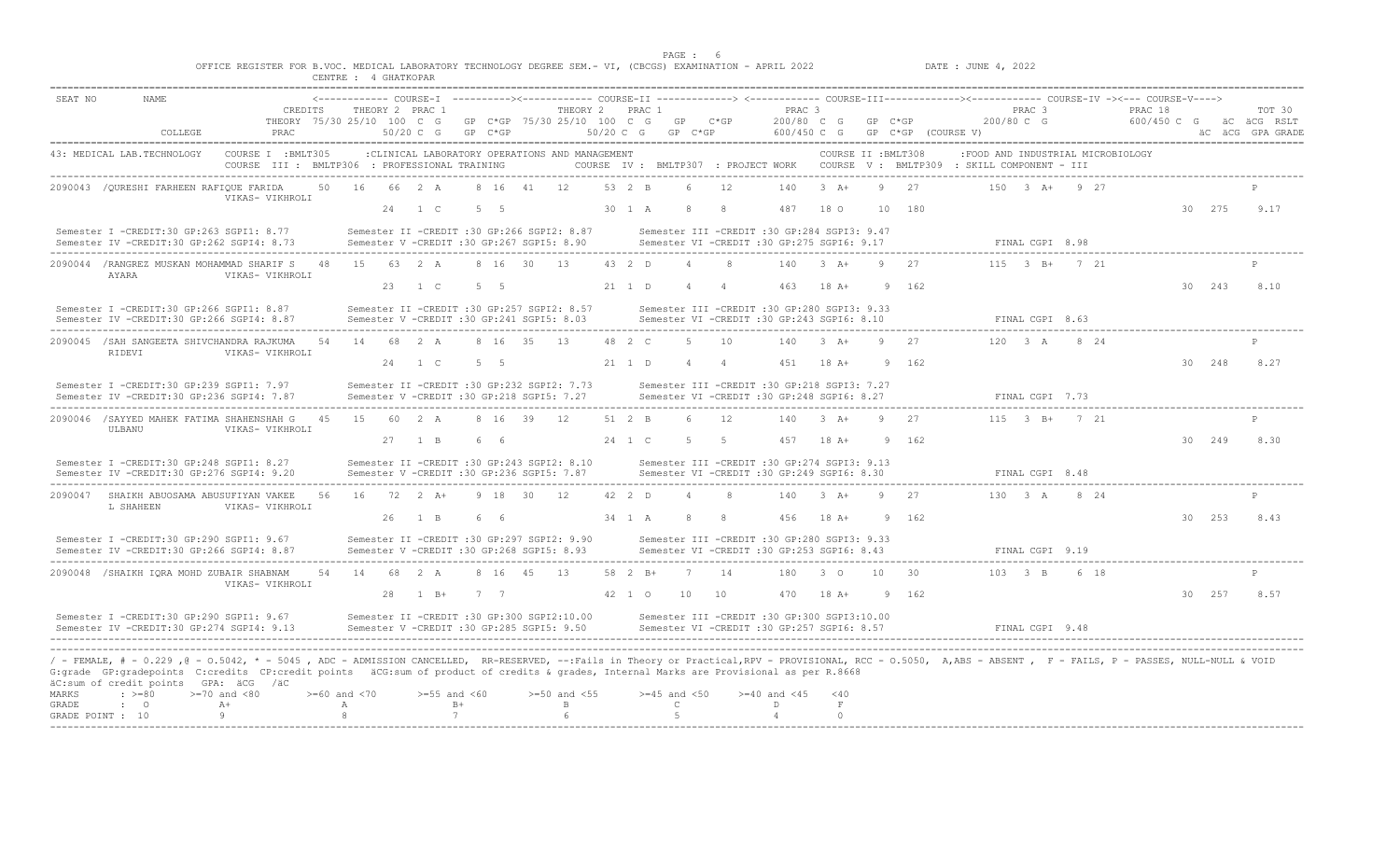OFFICE REGISTER FOR B.VOC. MEDICAL LABORATORY TECHNOLOGY DEGREE SEM.- VI, (CBCGS) EXAMINATION - APRIL 2022 DATE : JUNE 4, 2022

CENTRE : 4 GHATKOPAR

```
SEAT NO     NAME                          <------------ COURSE-I  ----------><------------ COURSE-II -------------> <------------ COURSE-III------------><------------ COURSE-IV -><--- COURSE-V---->
                              CREDITS      THEORY 2  PRAC 1                  THEORY 2   PRAC 1                  PRAC 3                              PRAC 3                PRAC 18                  TOT 30
                     THEORY 75/30 25/10  100  C  G    GP  C*GP  75/30 25/10  100  C  G    GP   C*GP        200/80  C  G    GP  C*GP            200/80 C  G             600/450 C  G    äC  äCG  RSLT
            COLLEGE    PRAC                50/20 C  G    GP  C*GP               50/20 C  G    GP  C*GP        600/450 C  G    GP  C*GP  (COURSE V)                                          äC  äCG  GPA GRADE

43: MEDICAL LAB.TECHNOLOGY    COURSE I  :BMLT305      :CLINICAL LABORATORY OPERATIONS AND MANAGEMENT              COURSE II :BMLT308     :FOOD AND INDUSTRIAL MICROBIOLOGY
                              COURSE  III : BMLTP306  : PROFESSIONAL TRAINING          COURSE  IV : BMLTP307  : PROJECT WORK    COURSE  V : BMLTP309  : SKILL COMPONENT - III

2090043 /QURESHI FARHEEN RAFIQUE FARIDA    50   16   66  2  A     8  16   41   12    53  2  B     6   12      140   3  A+    9   27         150  3  A+   9  27                        P
        VIKAS- VIKHROLI                              24  1  C     5   5                30  1  A     8    8      487  18  O    10  180                                        30  275    9.17

 Semester I -CREDIT:30 GP:263 SGPI1: 8.77     Semester II -CREDIT :30 GP:266 SGPI2: 8.87     Semester III -CREDIT :30 GP:284 SGPI3: 9.47
 Semester IV -CREDIT:30 GP:262 SGPI4: 8.73    Semester V -CREDIT :30 GP:267 SGPI5: 8.90      Semester VI -CREDIT :30 GP:275 SGPI6: 9.17          FINAL CGPI  8.98

2090044 /RANGREZ MUSKAN MOHAMMAD SHARIF S  48   15   63  2  A     8  16   30   13    43  2  D     4    8      140   3  A+    9   27         115  3  B+   7  21                        P
        AYARA      VIKAS- VIKHROLI                   23  1  C     5   5                21  1  D     4    4      463  18  A+    9  162                                        30  243    8.10

 Semester I -CREDIT:30 GP:266 SGPI1: 8.87     Semester II -CREDIT :30 GP:257 SGPI2: 8.57     Semester III -CREDIT :30 GP:280 SGPI3: 9.33
 Semester IV -CREDIT:30 GP:266 SGPI4: 8.87    Semester V -CREDIT :30 GP:241 SGPI5: 8.03      Semester VI -CREDIT :30 GP:243 SGPI6: 8.10          FINAL CGPI  8.63

2090045 /SAH SANGEETA SHIVCHANDRA RAJKUMA  54   14   68  2  A     8  16   35   13    48  2  C     5   10      140   3  A+    9   27         120  3  A    8  24                         P
        RIDEVI     VIKAS- VIKHROLI                   24  1  C     5   5                21  1  D     4    4      451  18  A+    9  162                                        30  248    8.27

 Semester I -CREDIT:30 GP:239 SGPI1: 7.97     Semester II -CREDIT :30 GP:232 SGPI2: 7.73     Semester III -CREDIT :30 GP:218 SGPI3: 7.27
 Semester IV -CREDIT:30 GP:236 SGPI4: 7.87    Semester V -CREDIT :30 GP:218 SGPI5: 7.27      Semester VI -CREDIT :30 GP:248 SGPI6: 8.27          FINAL CGPI  7.73

2090046 /SAYYED MAHEK FATIMA SHAHENSHAH G  45   15   60  2  A     8  16   39   12    51  2  B     6   12      140   3  A+    9   27         115  3  B+   7  21                        P
        ULBANU     VIKAS- VIKHROLI                   27  1  B     6   6                24  1  C     5    5      457  18  A+    9  162                                        30  249    8.30

 Semester I -CREDIT:30 GP:248 SGPI1: 8.27     Semester II -CREDIT :30 GP:243 SGPI2: 8.10     Semester III -CREDIT :30 GP:274 SGPI3: 9.13
 Semester IV -CREDIT:30 GP:276 SGPI4: 9.20    Semester V -CREDIT :30 GP:236 SGPI5: 7.87      Semester VI -CREDIT :30 GP:249 SGPI6: 8.30          FINAL CGPI  8.48

2090047  SHAIKH ABUOSAMA ABUSUFIYAN VAKEE  56   16   72  2  A+    9  18   30   12    42  2  D     4    8      140   3  A+    9   27         130  3  A    8  24                         P
        L SHAHEEN  VIKAS- VIKHROLI                   26  1  B     6   6                34  1  A     8    8      456  18  A+    9  162                                        30  253    8.43

 Semester I -CREDIT:30 GP:290 SGPI1: 9.67     Semester II -CREDIT :30 GP:297 SGPI2: 9.90     Semester III -CREDIT :30 GP:280 SGPI3: 9.33
 Semester IV -CREDIT:30 GP:266 SGPI4: 8.87    Semester V -CREDIT :30 GP:268 SGPI5: 8.93      Semester VI -CREDIT :30 GP:253 SGPI6: 8.43          FINAL CGPI  9.19

2090048 /SHAIKH IQRA MOHD ZUBAIR SHABNAM   54   14   68  2  A     8  16   45   13    58  2  B+    7   14      180   3  O    10   30         103  3  B    6  18                         P
                   VIKAS- VIKHROLI                   28  1  B+    7   7                42  1  O    10   10      470  18  A+    9  162                                        30  257    8.57

 Semester I -CREDIT:30 GP:290 SGPI1: 9.67     Semester II -CREDIT :30 GP:300 SGPI2:10.00     Semester III -CREDIT :30 GP:300 SGPI3:10.00
 Semester IV -CREDIT:30 GP:274 SGPI4: 9.13    Semester V -CREDIT :30 GP:285 SGPI5: 9.50      Semester VI -CREDIT :30 GP:257 SGPI6: 8.57          FINAL CGPI  9.48
```

/ - FEMALE, # - 0.229 ,@ - 0.5042, * - 5045 , ADC - ADMISSION CANCELLED, RR-RESERVED, --:Fails in Theory or Practical,RPV - PROVISIONAL, RCC - O.5050, A,ABS - ABSENT , F - FAILS, P - PASSES, NULL-NULL & VOID
G:grade GP:gradepoints C:credits CP:credit points äCG:sum of product of credits & grades, Internal Marks are Provisional as per R.8668
äC:sum of credit points GPA: äCG /äC

| MARKS | : >=80 | >=70 and <80 | >=60 and <70 | >=55 and <60 | >=50 and <55 | >=45 and <50 | >=40 and <45 | <40 |
|---|---|---|---|---|---|---|---|---|
| GRADE | : O | A+ | A | B+ | B | C | D | F |
| GRADE POINT | : 10 | 9 | 8 | 7 | 6 | 5 | 4 | 0 |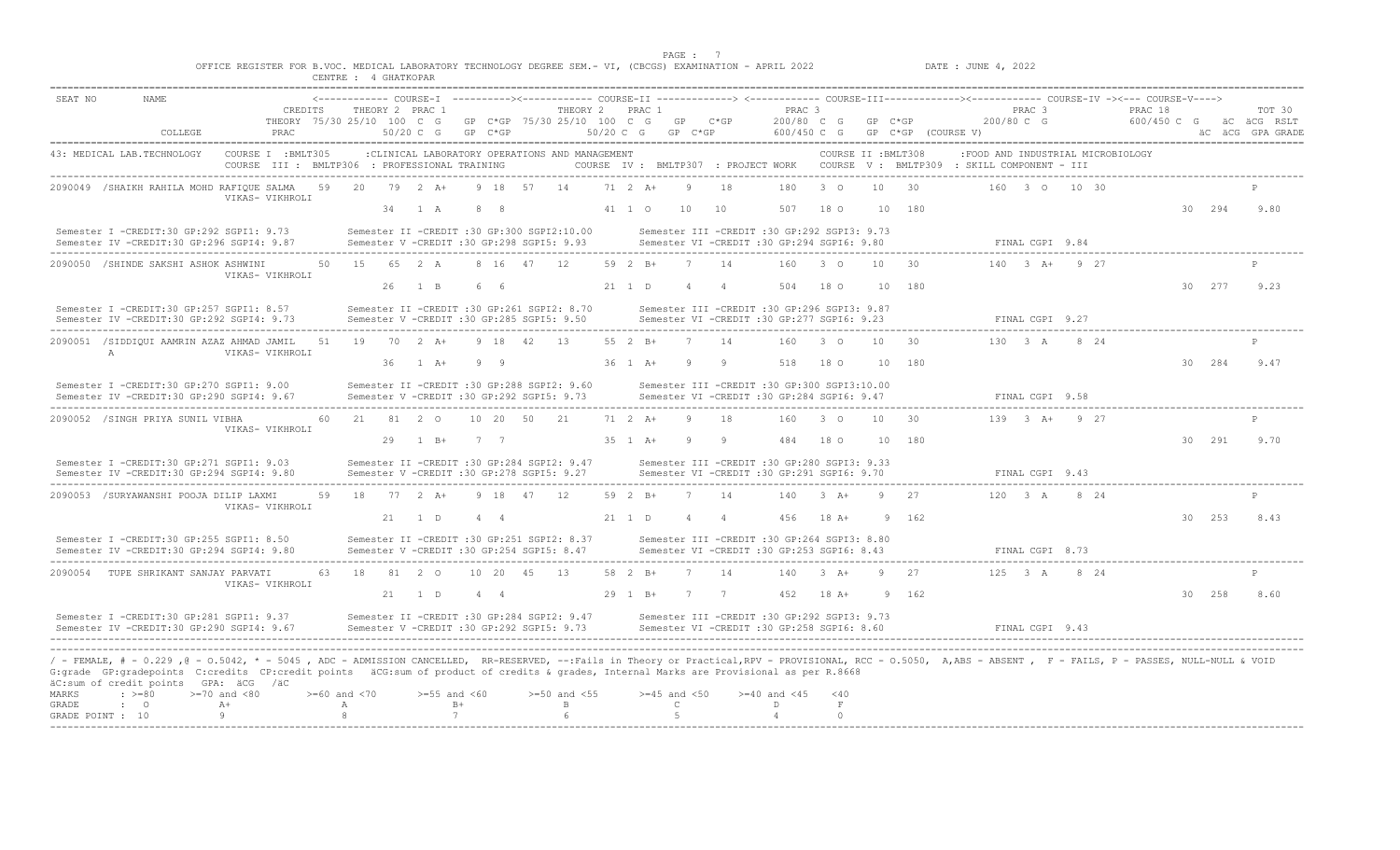OFFICE REGISTER FOR B.VOC. MEDICAL LABORATORY TECHNOLOGY DEGREE SEM.- VI, (CBCGS) EXAMINATION - APRIL 2022 DATE : JUNE 4, 2022

CENTRE : 4 GHATKOPAR

```
SEAT NO      NAME                                 <----------- COURSE-I  ---------><----------- COURSE-II ------------> <----------- COURSE-III-----------><----------- COURSE-IV -><--- COURSE-V---->
                                       CREDITS    THEORY 2  PRAC 1                THEORY 2   PRAC 1                    PRAC 3                                 PRAC 3                PRAC 18                  TOT 30
                                       THEORY 75/30 25/10  100  C  G   GP  C*GP  75/30 25/10  100  C  G   GP   C*GP     200/80  C  G    GP  C*GP               200/80 C  G           600/450 C  G    äC  äCG  RSLT
             COLLEGE                   PRAC              50/20 C  G   GP  C*GP             50/20 C  G   GP  C*GP      600/450 C  G    GP  C*GP  (COURSE V)                                          äC  äCG  GPA GRADE

43: MEDICAL LAB.TECHNOLOGY     COURSE I  :BMLT305      :CLINICAL LABORATORY OPERATIONS AND MANAGEMENT          COURSE II :BMLT308      :FOOD AND INDUSTRIAL MICROBIOLOGY
                               COURSE  III : BMLTP306  : PROFESSIONAL TRAINING           COURSE  IV : BMLTP307  : PROJECT WORK    COURSE  V : BMLTP309  : SKILL COMPONENT - III

2090049 /SHAIKH RAHILA MOHD RAFIQUE SALMA   59   20   79  2 A+    9  18  57   14    71  2 A+    9    18     180   3 O    10   30          160  3 O   10  30                            P
                        VIKAS- VIKHROLI
                                                  34  1 A     8   8                 41  1 O    10    10     507  18 O    10  180                                              30  294    9.80

Semester I -CREDIT:30 GP:292 SGPI1: 9.73       Semester II -CREDIT :30 GP:300 SGPI2:10.00       Semester III -CREDIT :30 GP:292 SGPI3: 9.73
Semester IV -CREDIT:30 GP:296 SGPI4: 9.87      Semester V -CREDIT :30 GP:298 SGPI5: 9.93        Semester VI -CREDIT :30 GP:294 SGPI6: 9.80          FINAL CGPI  9.84

2090050 /SHINDE SAKSHI ASHOK ASHWINI        50   15   65  2 A     8  16  47   12    59  2 B+    7    14     160   3 O    10   30          140  3 A+   9  27                            P
                        VIKAS- VIKHROLI
                                                  26  1 B     6   6                 21  1 D     4     4     504  18 O    10  180                                              30  277    9.23

Semester I -CREDIT:30 GP:257 SGPI1: 8.57       Semester II -CREDIT :30 GP:261 SGPI2: 8.70       Semester III -CREDIT :30 GP:296 SGPI3: 9.87
Semester IV -CREDIT:30 GP:292 SGPI4: 9.73      Semester V -CREDIT :30 GP:285 SGPI5: 9.50        Semester VI -CREDIT :30 GP:277 SGPI6: 9.23          FINAL CGPI  9.27

2090051 /SIDDIQUI AAMRIN AZAZ AHMAD JAMIL   51   19   70  2 A+    9  18  42   13    55  2 B+    7    14     160   3 O    10   30          130  3 A    8  24                             P
        A               VIKAS- VIKHROLI
                                                  36  1 A+    9   9                 36  1 A+    9     9     518  18 O    10  180                                              30  284    9.47

Semester I -CREDIT:30 GP:270 SGPI1: 9.00       Semester II -CREDIT :30 GP:288 SGPI2: 9.60       Semester III -CREDIT :30 GP:300 SGPI3:10.00
Semester IV -CREDIT:30 GP:290 SGPI4: 9.67      Semester V -CREDIT :30 GP:292 SGPI5: 9.73        Semester VI -CREDIT :30 GP:284 SGPI6: 9.47          FINAL CGPI  9.58

2090052 /SINGH PRIYA SUNIL VIBHA            60   21   81  2 O    10  20  50   21    71  2 A+    9    18     160   3 O    10   30          139  3 A+   9  27                            P
                        VIKAS- VIKHROLI
                                                  29  1 B+    7   7                 35  1 A+    9     9     484  18 O    10  180                                              30  291    9.70

Semester I -CREDIT:30 GP:271 SGPI1: 9.03       Semester II -CREDIT :30 GP:284 SGPI2: 9.47       Semester III -CREDIT :30 GP:280 SGPI3: 9.33
Semester IV -CREDIT:30 GP:294 SGPI4: 9.80      Semester V -CREDIT :30 GP:278 SGPI5: 9.27        Semester VI -CREDIT :30 GP:291 SGPI6: 9.70          FINAL CGPI  9.43

2090053 /SURYAWANSHI POOJA DILIP LAXMI      59   18   77  2 A+    9  18  47   12    59  2 B+    7    14     140   3 A+    9   27          120  3 A    8  24                             P
                        VIKAS- VIKHROLI
                                                  21  1 D     4   4                 21  1 D     4     4     456  18 A+    9  162                                              30  253    8.43

Semester I -CREDIT:30 GP:255 SGPI1: 8.50       Semester II -CREDIT :30 GP:251 SGPI2: 8.37       Semester III -CREDIT :30 GP:264 SGPI3: 8.80
Semester IV -CREDIT:30 GP:294 SGPI4: 9.80      Semester V -CREDIT :30 GP:254 SGPI5: 8.47        Semester VI -CREDIT :30 GP:253 SGPI6: 8.43          FINAL CGPI  8.73

2090054  TUPE SHRIKANT SANJAY PARVATI       63   18   81  2 O    10  20  45   13    58  2 B+    7    14     140   3 A+    9   27          125  3 A    8  24                             P
                        VIKAS- VIKHROLI
                                                  21  1 D     4   4                 29  1 B+    7     7     452  18 A+    9  162                                              30  258    8.60

Semester I -CREDIT:30 GP:281 SGPI1: 9.37       Semester II -CREDIT :30 GP:284 SGPI2: 9.47       Semester III -CREDIT :30 GP:292 SGPI3: 9.73
Semester IV -CREDIT:30 GP:290 SGPI4: 9.67      Semester V -CREDIT :30 GP:292 SGPI5: 9.73        Semester VI -CREDIT :30 GP:258 SGPI6: 8.60          FINAL CGPI  9.43
```

/ - FEMALE, # - 0.229 ,@ - 0.5042, * - 5045 , ADC - ADMISSION CANCELLED, RR-RESERVED, --:Fails in Theory or Practical,RPV - PROVISIONAL, RCC - 0.5050, A,ABS - ABSENT , F - FAILS, P - PASSES, NULL-NULL & VOID
G:grade GP:gradepoints C:credits CP:credit points äCG:sum of product of credits & grades, Internal Marks are Provisional as per R.8668
äC:sum of credit points GPA: äCG /äC

| MARKS | : >=80 | >=70 and <80 | >=60 and <70 | >=55 and <60 | >=50 and <55 | >=45 and <50 | >=40 and <45 | <40 |
|---|---|---|---|---|---|---|---|---|
| GRADE | : O | A+ | A | B+ | B | C | D | F |
| GRADE POINT : | 10 | 9 | 8 | 7 | 6 | 5 | 4 | 0 |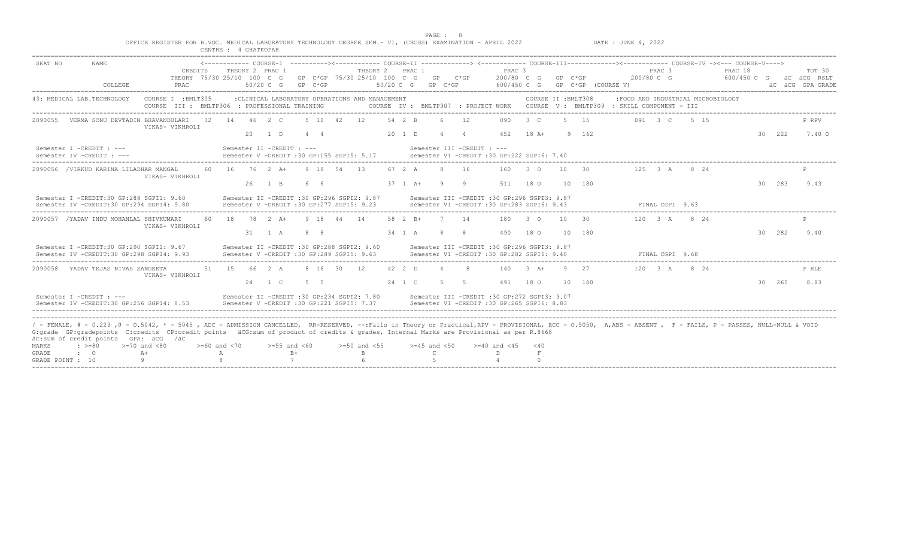OFFICE REGISTER FOR B.VOC. MEDICAL LABORATORY TECHNOLOGY DEGREE SEM.- VI, (CBCGS) EXAMINATION - APRIL 2022        DATE : JUNE 4, 2022

CENTRE : 4 GHATKOPAR

```
SEAT NO      NAME                          <------------ COURSE-I  ----------><------------ COURSE-II -------------> <------------ COURSE-III------------><------------ COURSE-IV -><--- COURSE-V---->
                                 CREDITS     THEORY 2  PRAC 1                 THEORY 2    PRAC 1                  PRAC 3                                  PRAC 3               PRAC 18              TOT 30
                          THEORY 75/30 25/10  100  C  G    GP  C*GP  75/30 25/10  100  C  G     GP    C*GP       200/80  C  G     GP  C*GP              200/80 C  G          600/450 C  G    äC  äCG  RSLT
               COLLEGE        PRAC                50/20  C  G    GP  C*GP              50/20  C  G    GP  C*GP     600/450 C  G     GP  C*GP  (COURSE V)                                        äC  äCG  GPA GRADE

43: MEDICAL LAB.TECHNOLOGY    COURSE I  :BMLT305     :CLINICAL LABORATORY OPERATIONS AND MANAGEMENT                COURSE II :BMLT308     :FOOD AND INDUSTRIAL MICROBIOLOGY
                              COURSE  III : BMLTP306 : PROFESSIONAL TRAINING       COURSE  IV : BMLTP307  : PROJECT WORK    COURSE  V : BMLTP309  : SKILL COMPONENT - III

2090055  VERMA SONU DEVTADIN BHAVANDULARI   32   14   46  2  C     5  10   42   12     54  2  B     6   12      090   3  C     5   15          091  3  C    5  15                        P RPV
         VIKAS- VIKHROLI
                                                 20   1  D     4   4              20  1  D     4    4      452   18  A+    9  162                                             30  222    7.40 O

Semester I -CREDIT : ---                         Semester II -CREDIT : ---                        Semester III -CREDIT : ---
Semester IV -CREDIT : ---                        Semester V -CREDIT :30 GP:155 SGPI5: 5.17        Semester VI -CREDIT :30 GP:222 SGPI6: 7.40

2090056 /VIRKUD KARINA LILADHAR MANGAL      60   16   76  2  A+    9  18   54   13     67  2  A     8   16      160   3  O    10   30          125  3  A    8  24                        P
         VIKAS- VIKHROLI
                                                 26   1  B     6   6              37  1  A+    9    9      511   18  O    10  180                                             30  283    9.43

Semester I -CREDIT:30 GP:288 SGPI1: 9.60         Semester II -CREDIT :30 GP:296 SGPI2: 9.87       Semester III -CREDIT :30 GP:296 SGPI3: 9.87
Semester IV -CREDIT:30 GP:294 SGPI4: 9.80        Semester V -CREDIT :30 GP:277 SGPI5: 9.23        Semester VI -CREDIT :30 GP:283 SGPI6: 9.43           FINAL CGPI  9.63

2090057 /YADAV INDU MOHANLAL SHIVKUMARI     60   18   78  2  A+    9  18   44   14     58  2  B+    7   14      180   3  O    10   30          120  3  A    8  24                        P
         VIKAS- VIKHROLI
                                                 31   1  A     8   8              34  1  A     8    8      490   18  O    10  180                                             30  282    9.40

Semester I -CREDIT:30 GP:290 SGPI1: 9.67         Semester II -CREDIT :30 GP:288 SGPI2: 9.60       Semester III -CREDIT :30 GP:296 SGPI3: 9.87
Semester IV -CREDIT:30 GP:298 SGPI4: 9.93        Semester V -CREDIT :30 GP:289 SGPI5: 9.63        Semester VI -CREDIT :30 GP:282 SGPI6: 9.40           FINAL CGPI  9.68

2090058  YADAV TEJAS NIVAS SANGEETA         51   15   66  2  A     8  16   30   12     42  2  D     4    8      140   3  A+    9   27          120  3  A    8  24                        P RLE
         VIKAS- VIKHROLI
                                                 24   1  C     5   5              24  1  C     5    5      491   18  O    10  180                                             30  265    8.83

Semester I -CREDIT : ---                         Semester II -CREDIT :30 GP:234 SGPI2: 7.80       Semester III -CREDIT :30 GP:272 SGPI3: 9.07
Semester IV -CREDIT:30 GP:256 SGPI4: 8.53        Semester V -CREDIT :30 GP:221 SGPI5: 7.37        Semester VI -CREDIT :30 GP:265 SGPI6: 8.83
```

/ - FEMALE, # - 0.229 ,@ - 0.5042, * - 5045 , ADC - ADMISSION CANCELLED, RR-RESERVED, --:Fails in Theory or Practical,RPV - PROVISIONAL, RCC - 0.5050, A,ABS - ABSENT , F - FAILS, P - PASSES, NULL-NULL & VOID
G:grade GP:gradepoints C:credits CP:credit points äCG:sum of product of credits & grades, Internal Marks are Provisional as per R.8668
äC:sum of credit points GPA: äCG /äC

| MARKS | : >=80 | >=70 and <80 | >=60 and <70 | >=55 and <60 | >=50 and <55 | >=45 and <50 | >=40 and <45 | <40 |
|---|---|---|---|---|---|---|---|---|
| GRADE | : O | A+ | A | B+ | B | C | D | F |
| GRADE POINT | : 10 | 9 | 8 | 7 | 6 | 5 | 4 | 0 |